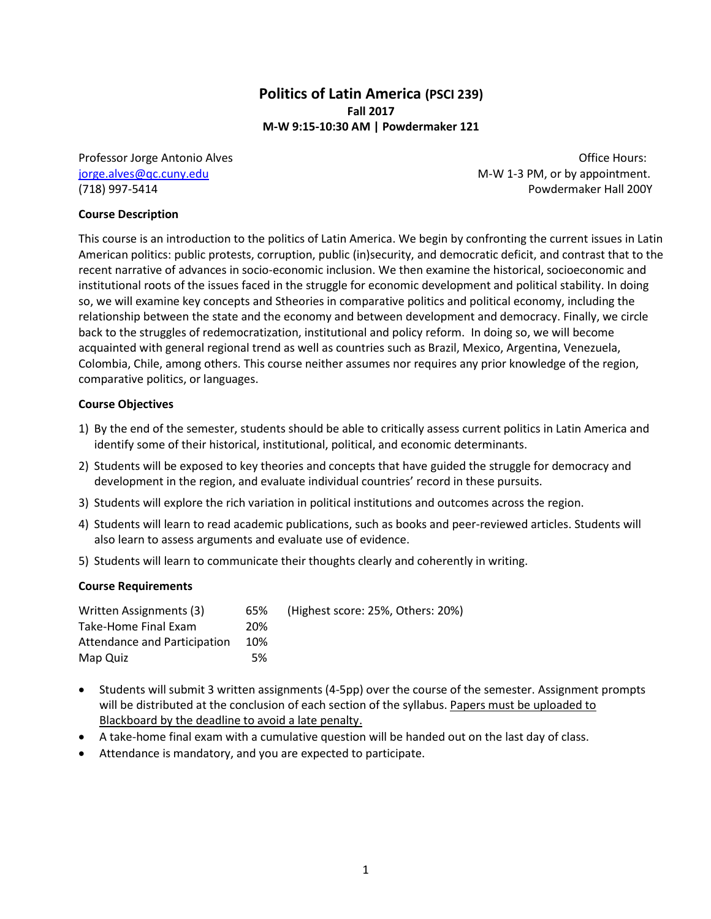# Politics of Latin America (PSCI 239)

**Fall 2017**

**M-W 9:15-10:30 AM | Powdermaker 121**

Professor Jorge Antonio Alves
jorge.alves@qc.cuny.edu
(718) 997-5414

Office Hours:
M-W 1-3 PM, or by appointment.
Powdermaker Hall 200Y

**Course Description**

This course is an introduction to the politics of Latin America. We begin by confronting the current issues in Latin American politics: public protests, corruption, public (in)security, and democratic deficit, and contrast that to the recent narrative of advances in socio-economic inclusion. We then examine the historical, socioeconomic and institutional roots of the issues faced in the struggle for economic development and political stability. In doing so, we will examine key concepts and Stheories in comparative politics and political economy, including the relationship between the state and the economy and between development and democracy. Finally, we circle back to the struggles of redemocratization, institutional and policy reform. In doing so, we will become acquainted with general regional trend as well as countries such as Brazil, Mexico, Argentina, Venezuela, Colombia, Chile, among others. This course neither assumes nor requires any prior knowledge of the region, comparative politics, or languages.

**Course Objectives**

1) By the end of the semester, students should be able to critically assess current politics in Latin America and identify some of their historical, institutional, political, and economic determinants.
2) Students will be exposed to key theories and concepts that have guided the struggle for democracy and development in the region, and evaluate individual countries' record in these pursuits.
3) Students will explore the rich variation in political institutions and outcomes across the region.
4) Students will learn to read academic publications, such as books and peer-reviewed articles. Students will also learn to assess arguments and evaluate use of evidence.
5) Students will learn to communicate their thoughts clearly and coherently in writing.

**Course Requirements**

| | | |
|---|---|---|
| Written Assignments (3) | 65% | (Highest score: 25%, Others: 20%) |
| Take-Home Final Exam | 20% | |
| Attendance and Participation | 10% | |
| Map Quiz | 5% | |

- Students will submit 3 written assignments (4-5pp) over the course of the semester. Assignment prompts will be distributed at the conclusion of each section of the syllabus. Papers must be uploaded to Blackboard by the deadline to avoid a late penalty.
- A take-home final exam with a cumulative question will be handed out on the last day of class.
- Attendance is mandatory, and you are expected to participate.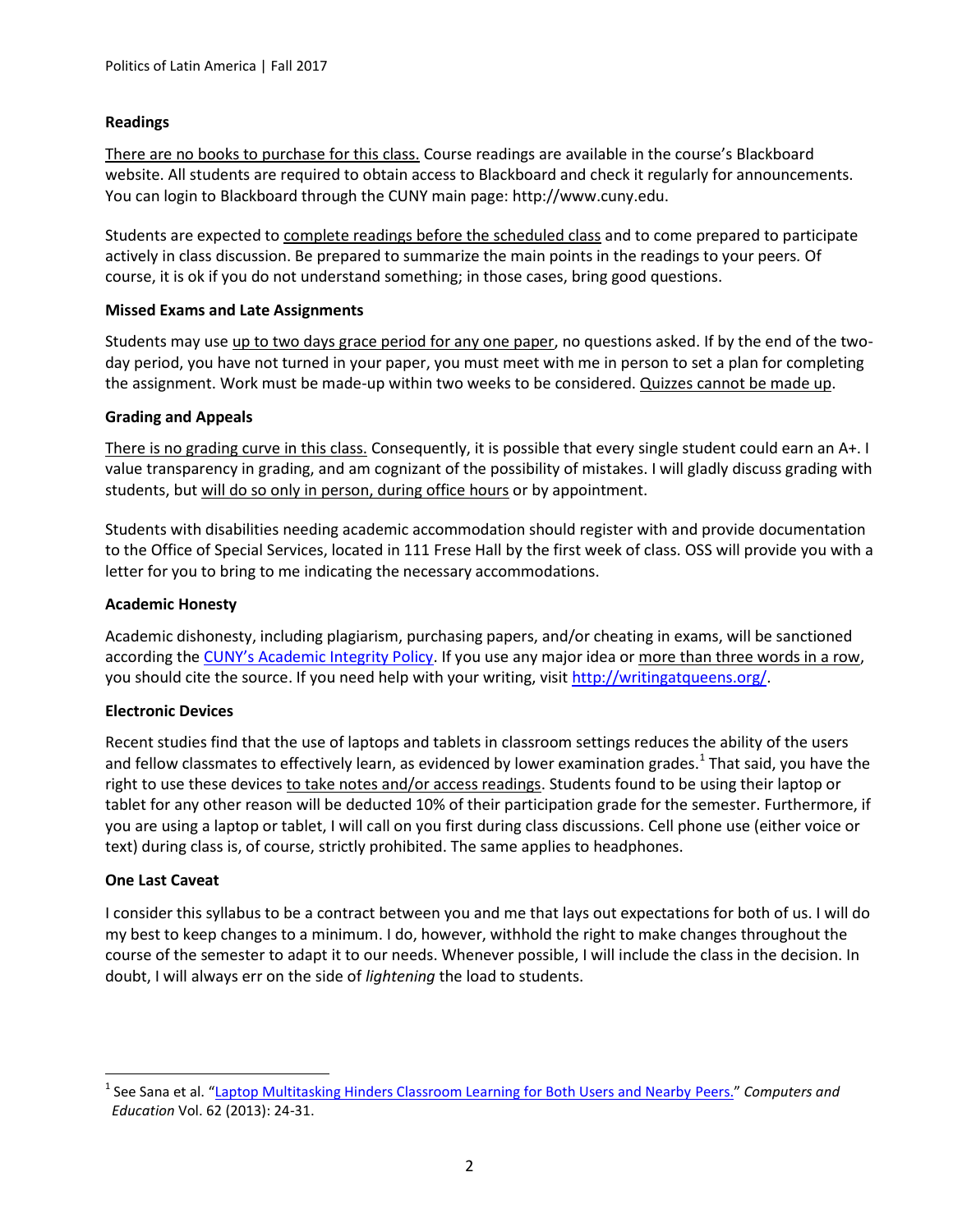### Readings

There are no books to purchase for this class. Course readings are available in the course's Blackboard website. All students are required to obtain access to Blackboard and check it regularly for announcements. You can login to Blackboard through the CUNY main page: http://www.cuny.edu.

Students are expected to complete readings before the scheduled class and to come prepared to participate actively in class discussion. Be prepared to summarize the main points in the readings to your peers. Of course, it is ok if you do not understand something; in those cases, bring good questions.

### Missed Exams and Late Assignments

Students may use up to two days grace period for any one paper, no questions asked. If by the end of the two-day period, you have not turned in your paper, you must meet with me in person to set a plan for completing the assignment. Work must be made-up within two weeks to be considered. Quizzes cannot be made up.

### Grading and Appeals

There is no grading curve in this class. Consequently, it is possible that every single student could earn an A+. I value transparency in grading, and am cognizant of the possibility of mistakes. I will gladly discuss grading with students, but will do so only in person, during office hours or by appointment.

Students with disabilities needing academic accommodation should register with and provide documentation to the Office of Special Services, located in 111 Frese Hall by the first week of class. OSS will provide you with a letter for you to bring to me indicating the necessary accommodations.

### Academic Honesty

Academic dishonesty, including plagiarism, purchasing papers, and/or cheating in exams, will be sanctioned according the [CUNY's Academic Integrity Policy](). If you use any major idea or more than three words in a row, you should cite the source. If you need help with your writing, visit [http://writingatqueens.org/](http://writingatqueens.org/).

### Electronic Devices

Recent studies find that the use of laptops and tablets in classroom settings reduces the ability of the users and fellow classmates to effectively learn, as evidenced by lower examination grades.[1] That said, you have the right to use these devices to take notes and/or access readings. Students found to be using their laptop or tablet for any other reason will be deducted 10% of their participation grade for the semester. Furthermore, if you are using a laptop or tablet, I will call on you first during class discussions. Cell phone use (either voice or text) during class is, of course, strictly prohibited. The same applies to headphones.

### One Last Caveat

I consider this syllabus to be a contract between you and me that lays out expectations for both of us. I will do my best to keep changes to a minimum. I do, however, withhold the right to make changes throughout the course of the semester to adapt it to our needs. Whenever possible, I will include the class in the decision. In doubt, I will always err on the side of *lightening* the load to students.

---

[1] See Sana et al. "[Laptop Multitasking Hinders Classroom Learning for Both Users and Nearby Peers.]()" *Computers and Education* Vol. 62 (2013): 24-31.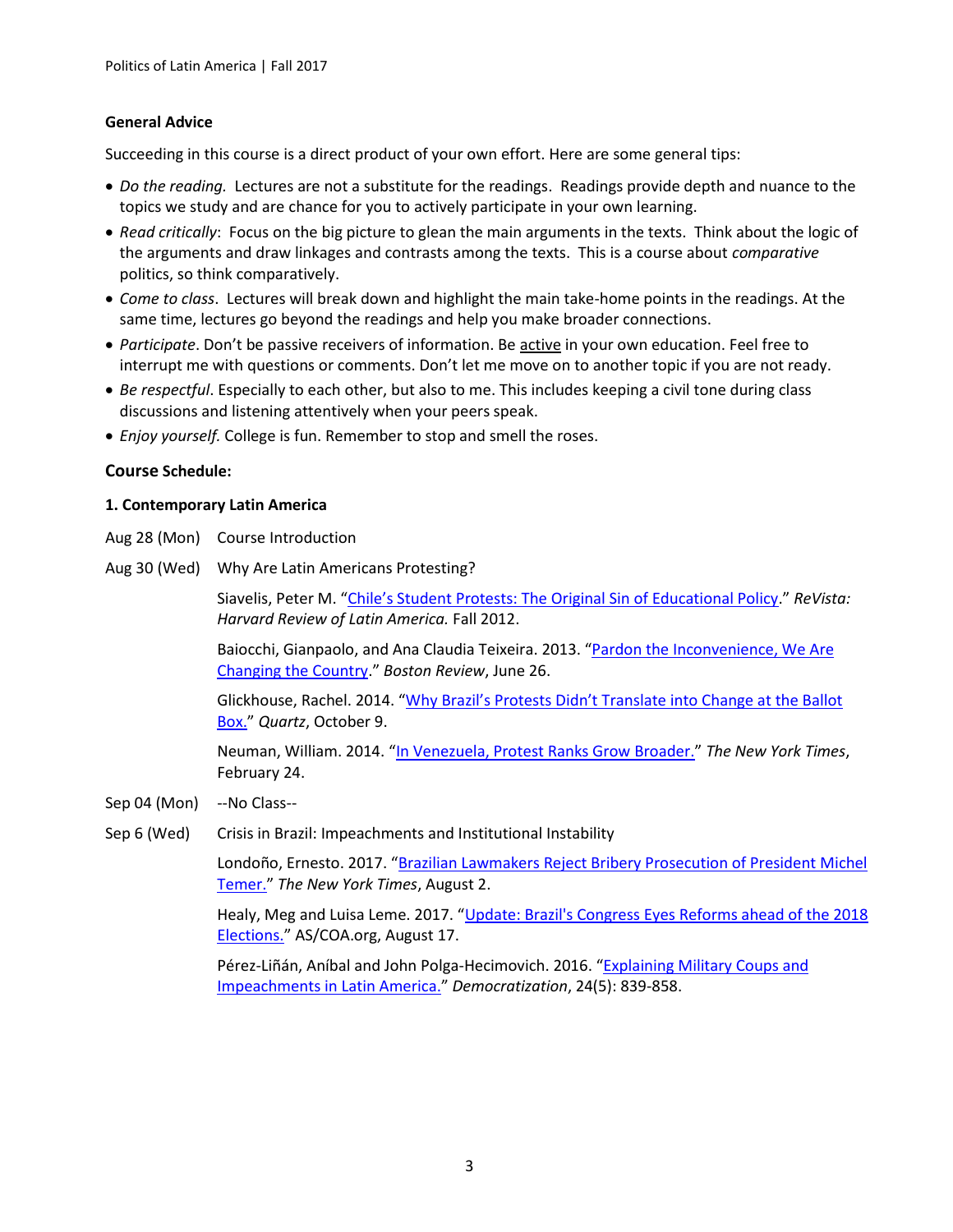## General Advice

Succeeding in this course is a direct product of your own effort. Here are some general tips:

- *Do the reading.* Lectures are not a substitute for the readings. Readings provide depth and nuance to the topics we study and are chance for you to actively participate in your own learning.
- *Read critically*: Focus on the big picture to glean the main arguments in the texts. Think about the logic of the arguments and draw linkages and contrasts among the texts. This is a course about *comparative* politics, so think comparatively.
- *Come to class*. Lectures will break down and highlight the main take-home points in the readings. At the same time, lectures go beyond the readings and help you make broader connections.
- *Participate*. Don't be passive receivers of information. Be active in your own education. Feel free to interrupt me with questions or comments. Don't let me move on to another topic if you are not ready.
- *Be respectful*. Especially to each other, but also to me. This includes keeping a civil tone during class discussions and listening attentively when your peers speak.
- *Enjoy yourself.* College is fun. Remember to stop and smell the roses.

## Course Schedule:

### 1. Contemporary Latin America

Aug 28 (Mon) Course Introduction

Aug 30 (Wed) Why Are Latin Americans Protesting?

Siavelis, Peter M. "Chile's Student Protests: The Original Sin of Educational Policy." *ReVista: Harvard Review of Latin America.* Fall 2012.

Baiocchi, Gianpaolo, and Ana Claudia Teixeira. 2013. "Pardon the Inconvenience, We Are Changing the Country." *Boston Review*, June 26.

Glickhouse, Rachel. 2014. "Why Brazil's Protests Didn't Translate into Change at the Ballot Box." *Quartz*, October 9.

Neuman, William. 2014. "In Venezuela, Protest Ranks Grow Broader." *The New York Times*, February 24.

Sep 04 (Mon) --No Class--

Sep 6 (Wed) Crisis in Brazil: Impeachments and Institutional Instability

Londoño, Ernesto. 2017. "Brazilian Lawmakers Reject Bribery Prosecution of President Michel Temer." *The New York Times*, August 2.

Healy, Meg and Luisa Leme. 2017. "Update: Brazil's Congress Eyes Reforms ahead of the 2018 Elections." AS/COA.org, August 17.

Pérez-Liñán, Aníbal and John Polga-Hecimovich. 2016. "Explaining Military Coups and Impeachments in Latin America." *Democratization*, 24(5): 839-858.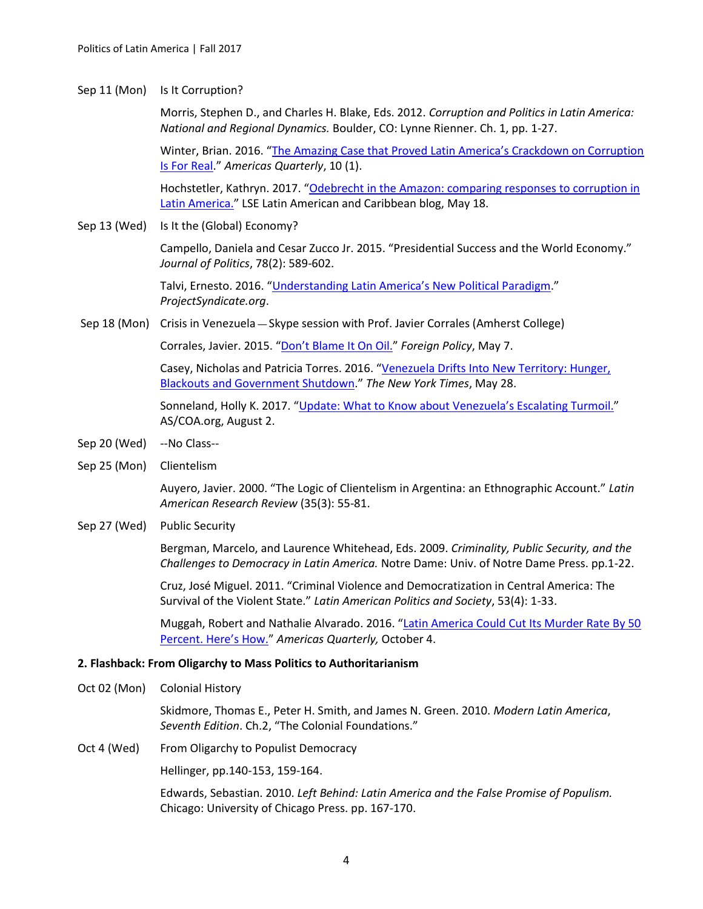Sep 11 (Mon) Is It Corruption?

Morris, Stephen D., and Charles H. Blake, Eds. 2012. *Corruption and Politics in Latin America: National and Regional Dynamics.* Boulder, CO: Lynne Rienner. Ch. 1, pp. 1-27.

Winter, Brian. 2016. "[The Amazing Case that Proved Latin America's Crackdown on Corruption Is For Real]()." *Americas Quarterly*, 10 (1).

Hochstetler, Kathryn. 2017. "[Odebrecht in the Amazon: comparing responses to corruption in Latin America.]()" LSE Latin American and Caribbean blog, May 18.

Sep 13 (Wed) Is It the (Global) Economy?

Campello, Daniela and Cesar Zucco Jr. 2015. "Presidential Success and the World Economy." *Journal of Politics*, 78(2): 589-602.

Talvi, Ernesto. 2016. "[Understanding Latin America's New Political Paradigm]()." *ProjectSyndicate.org*.

Sep 18 (Mon) Crisis in Venezuela — Skype session with Prof. Javier Corrales (Amherst College)

Corrales, Javier. 2015. "[Don't Blame It On Oil.]()" *Foreign Policy*, May 7.

Casey, Nicholas and Patricia Torres. 2016. "[Venezuela Drifts Into New Territory: Hunger, Blackouts and Government Shutdown]()." *The New York Times*, May 28.

Sonneland, Holly K. 2017. "[Update: What to Know about Venezuela's Escalating Turmoil.]()" AS/COA.org, August 2.

Sep 20 (Wed) --No Class--

Sep 25 (Mon) Clientelism

Auyero, Javier. 2000. "The Logic of Clientelism in Argentina: an Ethnographic Account." *Latin American Research Review* (35(3): 55-81.

Sep 27 (Wed) Public Security

Bergman, Marcelo, and Laurence Whitehead, Eds. 2009. *Criminality, Public Security, and the Challenges to Democracy in Latin America.* Notre Dame: Univ. of Notre Dame Press. pp.1-22.

Cruz, José Miguel. 2011. "Criminal Violence and Democratization in Central America: The Survival of the Violent State." *Latin American Politics and Society*, 53(4): 1-33.

Muggah, Robert and Nathalie Alvarado. 2016. "[Latin America Could Cut Its Murder Rate By 50 Percent. Here's How.]()" *Americas Quarterly,* October 4.

**2. Flashback: From Oligarchy to Mass Politics to Authoritarianism**

Oct 02 (Mon) Colonial History

Skidmore, Thomas E., Peter H. Smith, and James N. Green. 2010. *Modern Latin America*, *Seventh Edition*. Ch.2, "The Colonial Foundations."

Oct 4 (Wed) From Oligarchy to Populist Democracy

Hellinger, pp.140-153, 159-164.

Edwards, Sebastian. 2010. *Left Behind: Latin America and the False Promise of Populism.* Chicago: University of Chicago Press. pp. 167-170.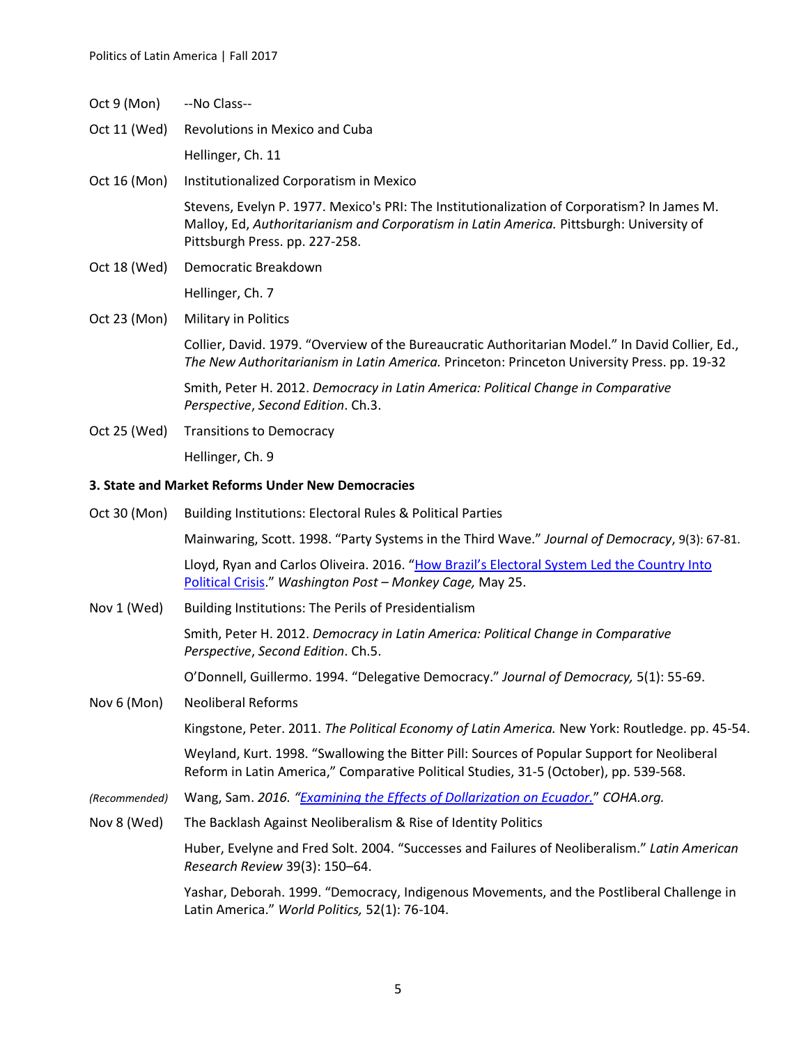Oct 9 (Mon) --No Class--

Oct 11 (Wed) Revolutions in Mexico and Cuba

Hellinger, Ch. 11

Oct 16 (Mon) Institutionalized Corporatism in Mexico

Stevens, Evelyn P. 1977. Mexico's PRI: The Institutionalization of Corporatism? In James M. Malloy, Ed, *Authoritarianism and Corporatism in Latin America.* Pittsburgh: University of Pittsburgh Press. pp. 227-258.

Oct 18 (Wed) Democratic Breakdown

Hellinger, Ch. 7

Oct 23 (Mon) Military in Politics

Collier, David. 1979. "Overview of the Bureaucratic Authoritarian Model." In David Collier, Ed., *The New Authoritarianism in Latin America.* Princeton: Princeton University Press. pp. 19-32

Smith, Peter H. 2012. *Democracy in Latin America: Political Change in Comparative Perspective*, *Second Edition*. Ch.3.

Oct 25 (Wed) Transitions to Democracy

Hellinger, Ch. 9

### 3. State and Market Reforms Under New Democracies

Oct 30 (Mon) Building Institutions: Electoral Rules & Political Parties

Mainwaring, Scott. 1998. "Party Systems in the Third Wave." *Journal of Democracy*, 9(3): 67-81.

Lloyd, Ryan and Carlos Oliveira. 2016. "How Brazil's Electoral System Led the Country Into Political Crisis." *Washington Post – Monkey Cage,* May 25.

Nov 1 (Wed) Building Institutions: The Perils of Presidentialism

Smith, Peter H. 2012. *Democracy in Latin America: Political Change in Comparative Perspective*, *Second Edition*. Ch.5.

O'Donnell, Guillermo. 1994. "Delegative Democracy." *Journal of Democracy,* 5(1): 55-69.

Nov 6 (Mon) Neoliberal Reforms

Kingstone, Peter. 2011. *The Political Economy of Latin America.* New York: Routledge. pp. 45-54.

Weyland, Kurt. 1998. "Swallowing the Bitter Pill: Sources of Popular Support for Neoliberal Reform in Latin America," Comparative Political Studies, 31-5 (October), pp. 539-568.

*(Recommended)* Wang, Sam. *2016. "Examining the Effects of Dollarization on Ecuador." COHA.org.*

Nov 8 (Wed) The Backlash Against Neoliberalism & Rise of Identity Politics

Huber, Evelyne and Fred Solt. 2004. "Successes and Failures of Neoliberalism." *Latin American Research Review* 39(3): 150–64.

Yashar, Deborah. 1999. "Democracy, Indigenous Movements, and the Postliberal Challenge in Latin America." *World Politics,* 52(1): 76-104.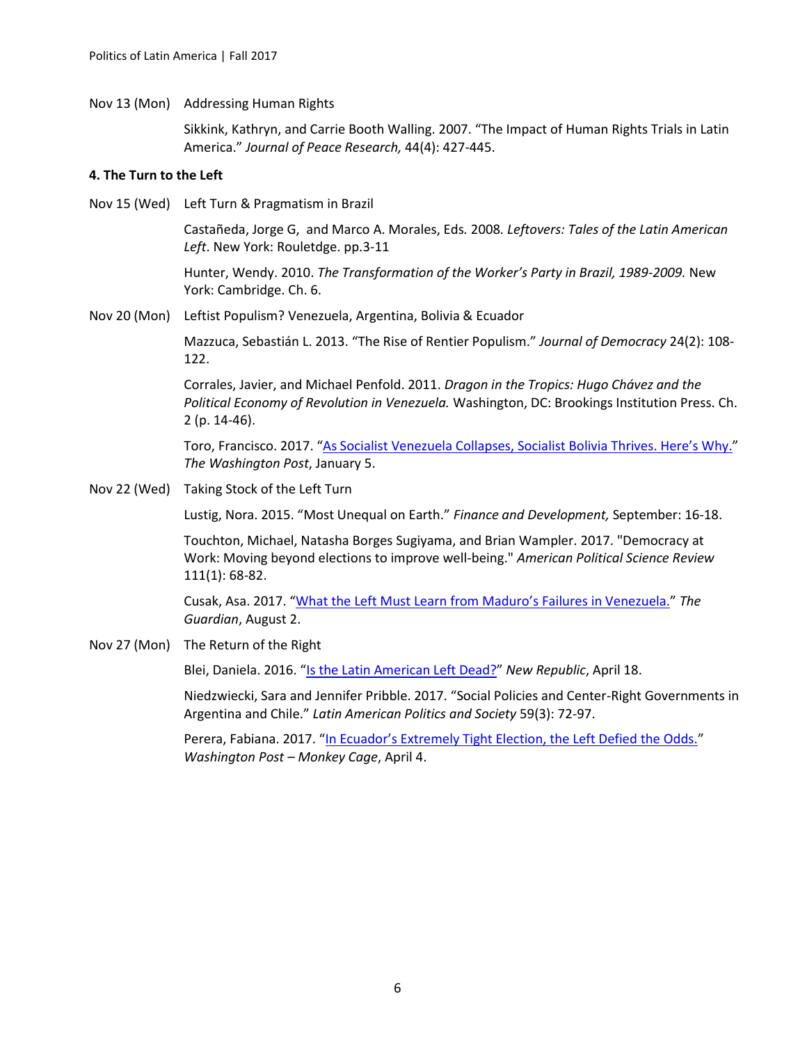Nov 13 (Mon) Addressing Human Rights

Sikkink, Kathryn, and Carrie Booth Walling. 2007. "The Impact of Human Rights Trials in Latin America." *Journal of Peace Research,* 44(4): 427-445.

**4. The Turn to the Left**

Nov 15 (Wed) Left Turn & Pragmatism in Brazil

Castañeda, Jorge G, and Marco A. Morales, Eds. 2008. *Leftovers: Tales of the Latin American Left*. New York: Rouletdge. pp.3-11

Hunter, Wendy. 2010. *The Transformation of the Worker's Party in Brazil, 1989-2009.* New York: Cambridge. Ch. 6.

Nov 20 (Mon) Leftist Populism? Venezuela, Argentina, Bolivia & Ecuador

Mazzuca, Sebastián L. 2013. "The Rise of Rentier Populism." *Journal of Democracy* 24(2): 108-122.

Corrales, Javier, and Michael Penfold. 2011. *Dragon in the Tropics: Hugo Chávez and the Political Economy of Revolution in Venezuela.* Washington, DC: Brookings Institution Press. Ch. 2 (p. 14-46).

Toro, Francisco. 2017. "As Socialist Venezuela Collapses, Socialist Bolivia Thrives. Here's Why." *The Washington Post*, January 5.

Nov 22 (Wed) Taking Stock of the Left Turn

Lustig, Nora. 2015. "Most Unequal on Earth." *Finance and Development,* September: 16-18.

Touchton, Michael, Natasha Borges Sugiyama, and Brian Wampler. 2017. "Democracy at Work: Moving beyond elections to improve well-being." *American Political Science Review* 111(1): 68-82.

Cusak, Asa. 2017. "What the Left Must Learn from Maduro's Failures in Venezuela." *The Guardian*, August 2.

Nov 27 (Mon) The Return of the Right

Blei, Daniela. 2016. "Is the Latin American Left Dead?" *New Republic*, April 18.

Niedzwiecki, Sara and Jennifer Pribble. 2017. "Social Policies and Center-Right Governments in Argentina and Chile." *Latin American Politics and Society* 59(3): 72-97.

Perera, Fabiana. 2017. "In Ecuador's Extremely Tight Election, the Left Defied the Odds." *Washington Post – Monkey Cage*, April 4.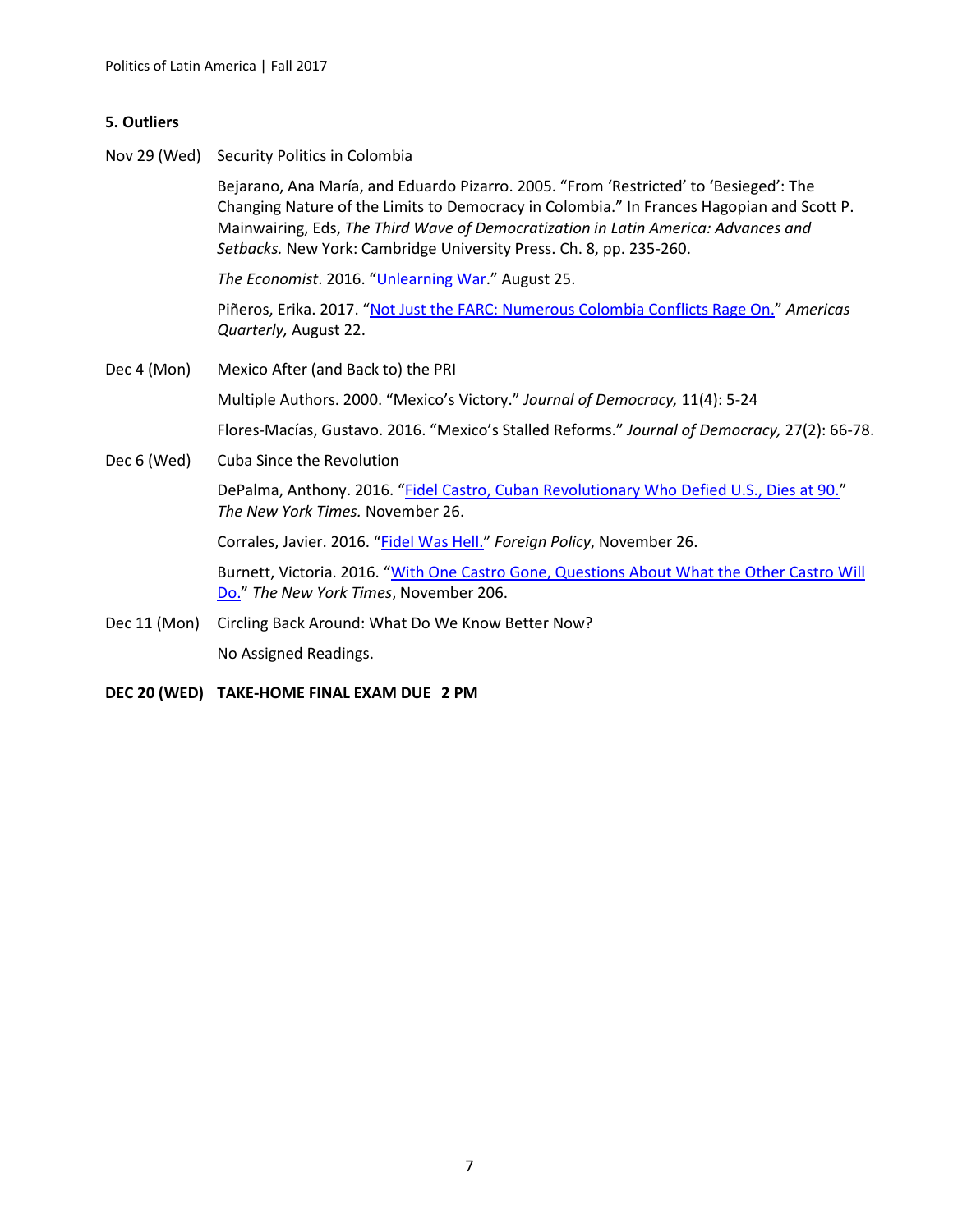### 5. Outliers

Nov 29 (Wed) Security Politics in Colombia

Bejarano, Ana María, and Eduardo Pizarro. 2005. "From 'Restricted' to 'Besieged': The Changing Nature of the Limits to Democracy in Colombia." In Frances Hagopian and Scott P. Mainwairing, Eds, *The Third Wave of Democratization in Latin America: Advances and Setbacks.* New York: Cambridge University Press. Ch. 8, pp. 235-260.

*The Economist*. 2016. "Unlearning War." August 25.

Piñeros, Erika. 2017. "Not Just the FARC: Numerous Colombia Conflicts Rage On." *Americas Quarterly,* August 22.

Dec 4 (Mon) Mexico After (and Back to) the PRI

Multiple Authors. 2000. "Mexico's Victory." *Journal of Democracy,* 11(4): 5-24

Flores-Macías, Gustavo. 2016. "Mexico's Stalled Reforms." *Journal of Democracy,* 27(2): 66-78.

Dec 6 (Wed) Cuba Since the Revolution

DePalma, Anthony. 2016. "Fidel Castro, Cuban Revolutionary Who Defied U.S., Dies at 90." *The New York Times.* November 26.

Corrales, Javier. 2016. "Fidel Was Hell." *Foreign Policy*, November 26.

Burnett, Victoria. 2016. "With One Castro Gone, Questions About What the Other Castro Will Do." *The New York Times*, November 206.

Dec 11 (Mon) Circling Back Around: What Do We Know Better Now?

No Assigned Readings.

**DEC 20 (WED) TAKE-HOME FINAL EXAM DUE 2 PM**